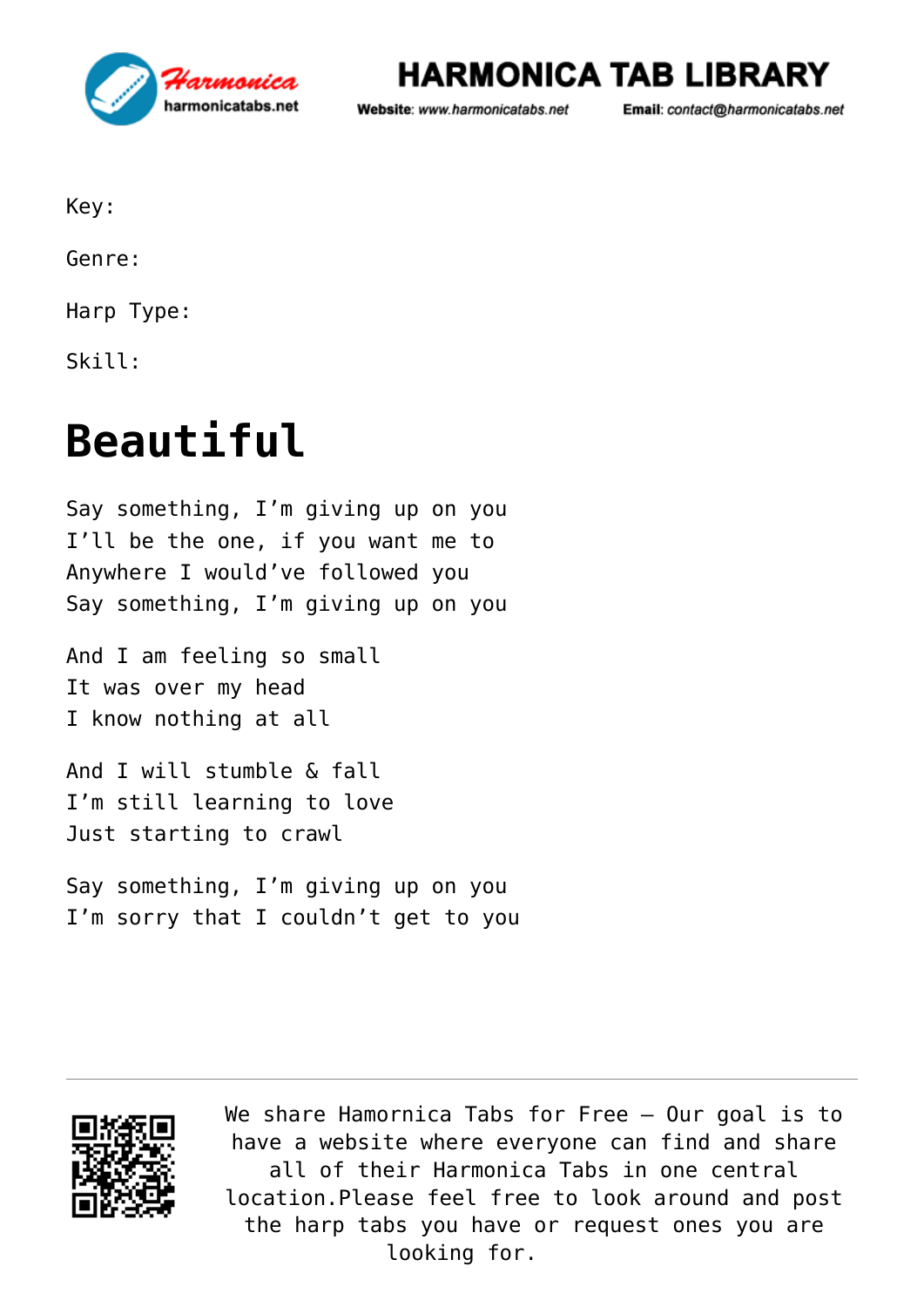Key:

Genre:

Harp Type:

Skill:

# Beautiful

Say something, I'm giving up on you
I'll be the one, if you want me to
Anywhere I would've followed you
Say something, I'm giving up on you

And I am feeling so small
It was over my head
I know nothing at all

And I will stumble & fall
I'm still learning to love
Just starting to crawl

Say something, I'm giving up on you
I'm sorry that I couldn't get to you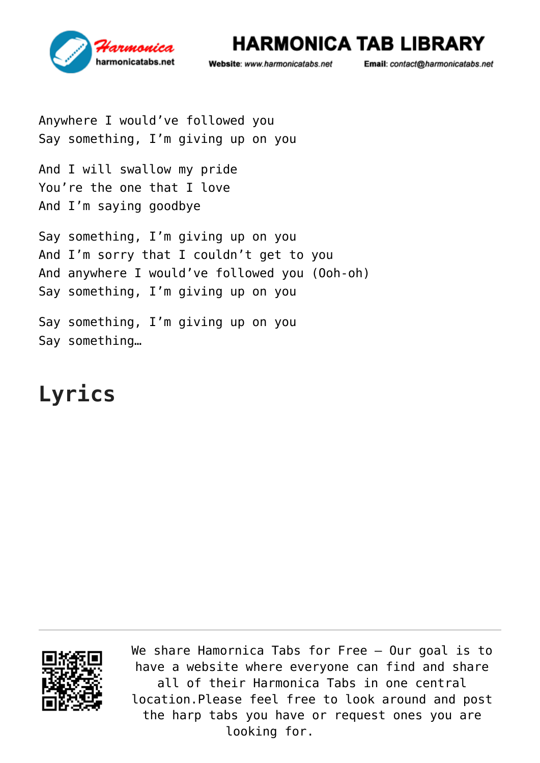Anywhere I would've followed you
Say something, I'm giving up on you

And I will swallow my pride
You're the one that I love
And I'm saying goodbye

Say something, I'm giving up on you
And I'm sorry that I couldn't get to you
And anywhere I would've followed you (Ooh-oh)
Say something, I'm giving up on you

Say something, I'm giving up on you
Say something…

## Lyrics

We share Hamornica Tabs for Free – Our goal is to have a website where everyone can find and share all of their Harmonica Tabs in one central location.Please feel free to look around and post the harp tabs you have or request ones you are looking for.